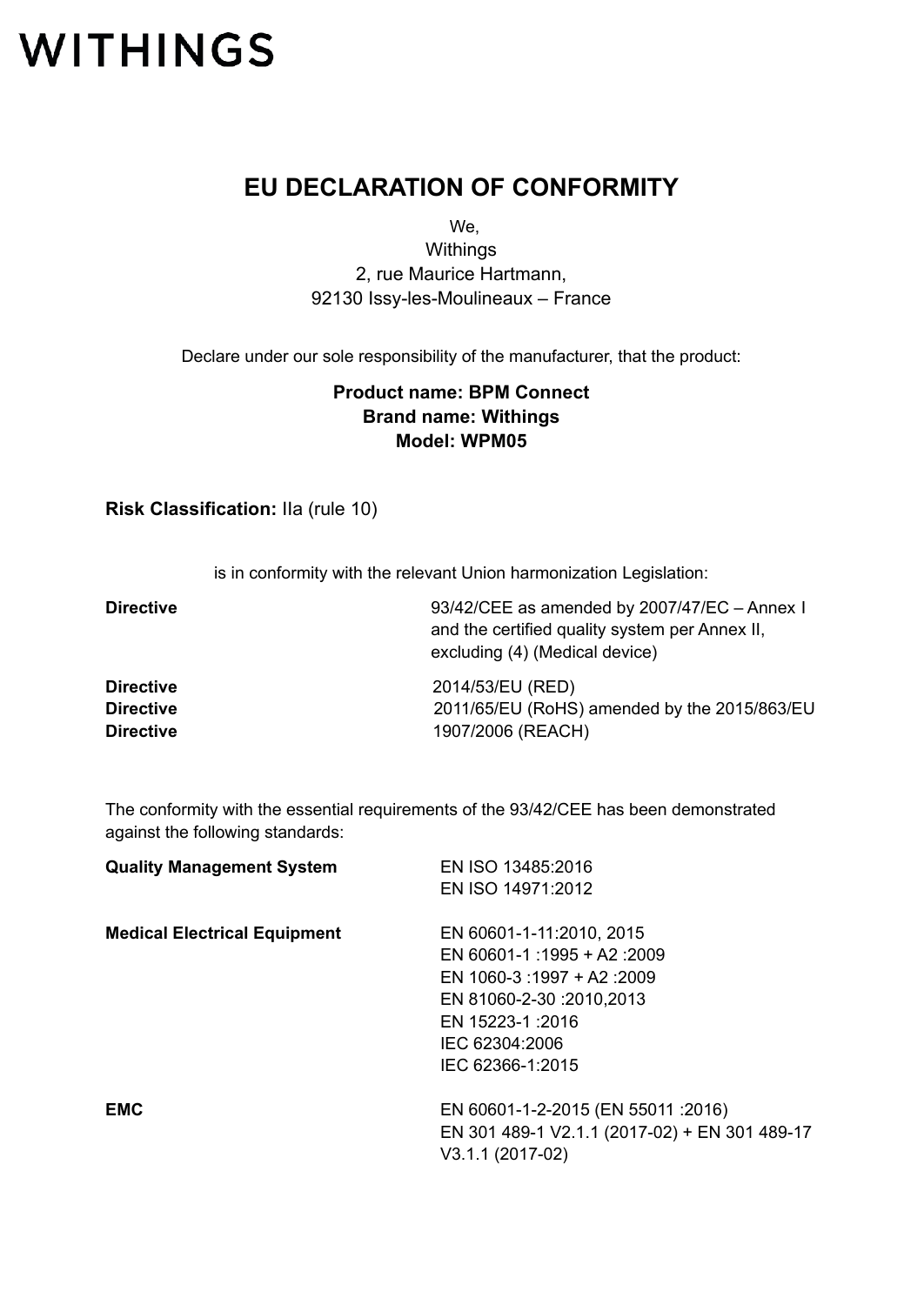WITHINGS

# EU DECLARATION OF CONFORMITY

We,
Withings
2, rue Maurice Hartmann,
92130 Issy-les-Moulineaux – France

Declare under our sole responsibility of the manufacturer, that the product:

**Product name: BPM Connect**
**Brand name: Withings**
**Model: WPM05**

**Risk Classification:** IIa (rule 10)

is in conformity with the relevant Union harmonization Legislation:

| | |
|---|---|
| **Directive** | 93/42/CEE as amended by 2007/47/EC – Annex I and the certified quality system per Annex II, excluding (4) (Medical device) |
| **Directive** | 2014/53/EU (RED) |
| **Directive** | 2011/65/EU (RoHS) amended by the 2015/863/EU |
| **Directive** | 1907/2006 (REACH) |

The conformity with the essential requirements of the 93/42/CEE has been demonstrated against the following standards:

| | |
|---|---|
| **Quality Management System** | EN ISO 13485:2016<br>EN ISO 14971:2012 |
| **Medical Electrical Equipment** | EN 60601-1-11:2010, 2015<br>EN 60601-1 :1995 + A2 :2009<br>EN 1060-3 :1997 + A2 :2009<br>EN 81060-2-30 :2010,2013<br>EN 15223-1 :2016<br>IEC 62304:2006<br>IEC 62366-1:2015 |
| **EMC** | EN 60601-1-2-2015 (EN 55011 :2016)<br>EN 301 489-1 V2.1.1 (2017-02) + EN 301 489-17 V3.1.1 (2017-02) |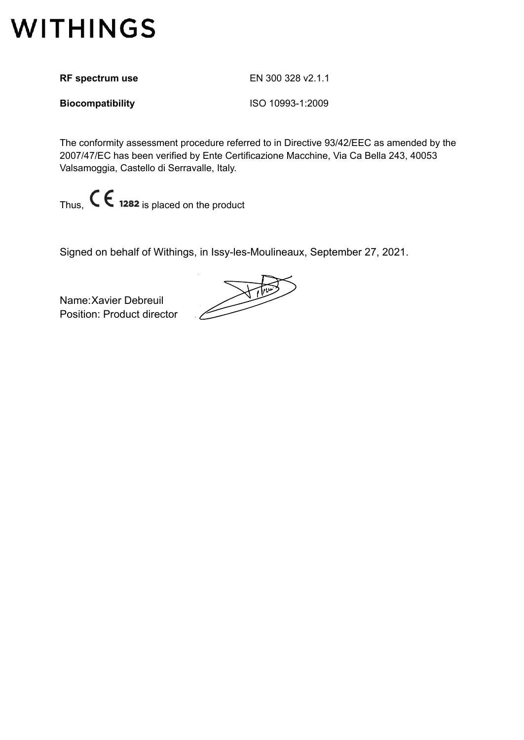# WITHINGS

| | |
|---|---|
| **RF spectrum use** | EN 300 328 v2.1.1 |
| **Biocompatibility** | ISO 10993-1:2009 |

The conformity assessment procedure referred to in Directive 93/42/EEC as amended by the 2007/47/EC has been verified by Ente Certificazione Macchine, Via Ca Bella 243, 40053 Valsamoggia, Castello di Serravalle, Italy.

Thus, CE **1282** is placed on the product

Signed on behalf of Withings, in Issy-les-Moulineaux, September 27, 2021.

Name: Xavier Debreuil
Position: Product director